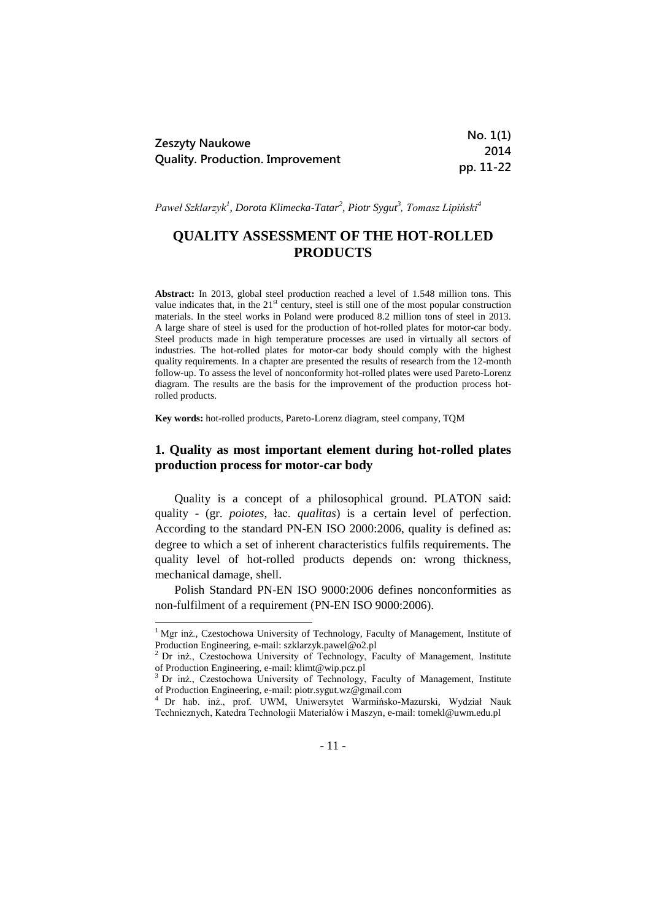Paweł Szklarzyk[1], Dorota Klimecka-Tatar[2], Piotr Sygut[3], Tomasz Lipiński[4]

# QUALITY ASSESSMENT OF THE HOT-ROLLED PRODUCTS

**Abstract:** In 2013, global steel production reached a level of 1.548 million tons. This value indicates that, in the 21st century, steel is still one of the most popular construction materials. In the steel works in Poland were produced 8.2 million tons of steel in 2013. A large share of steel is used for the production of hot-rolled plates for motor-car body. Steel products made in high temperature processes are used in virtually all sectors of industries. The hot-rolled plates for motor-car body should comply with the highest quality requirements. In a chapter are presented the results of research from the 12-month follow-up. To assess the level of nonconformity hot-rolled plates were used Pareto-Lorenz diagram. The results are the basis for the improvement of the production process hot-rolled products.

**Key words:** hot-rolled products, Pareto-Lorenz diagram, steel company, TQM

## 1. Quality as most important element during hot-rolled plates production process for motor-car body

Quality is a concept of a philosophical ground. PLATON said: quality - (gr. *poiotes*, łac. *qualitas*) is a certain level of perfection. According to the standard PN-EN ISO 2000:2006, quality is defined as: degree to which a set of inherent characteristics fulfils requirements. The quality level of hot-rolled products depends on: wrong thickness, mechanical damage, shell.

Polish Standard PN-EN ISO 9000:2006 defines nonconformities as non-fulfilment of a requirement (PN-EN ISO 9000:2006).

---

[1] Mgr inż., Czestochowa University of Technology, Faculty of Management, Institute of Production Engineering, e-mail: szklarzyk.pawel@o2.pl

[2] Dr inż., Czestochowa University of Technology, Faculty of Management, Institute of Production Engineering, e-mail: klimt@wip.pcz.pl

[3] Dr inż., Czestochowa University of Technology, Faculty of Management, Institute of Production Engineering, e-mail: piotr.sygut.wz@gmail.com

[4] Dr hab. inż., prof. UWM, Uniwersytet Warmińsko-Mazurski, Wydział Nauk Technicznych, Katedra Technologii Materiałów i Maszyn, e-mail: tomekl@uwm.edu.pl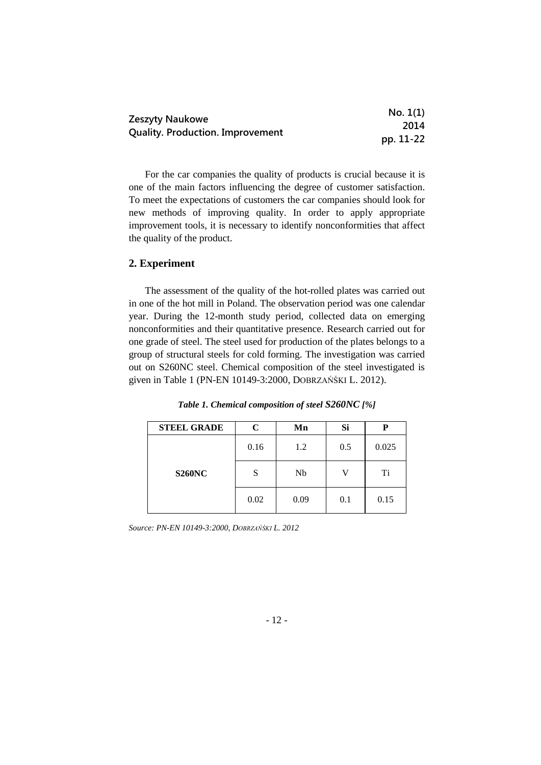For the car companies the quality of products is crucial because it is one of the main factors influencing the degree of customer satisfaction. To meet the expectations of customers the car companies should look for new methods of improving quality. In order to apply appropriate improvement tools, it is necessary to identify nonconformities that affect the quality of the product.

## 2. Experiment

The assessment of the quality of the hot-rolled plates was carried out in one of the hot mill in Poland. The observation period was one calendar year. During the 12-month study period, collected data on emerging nonconformities and their quantitative presence. Research carried out for one grade of steel. The steel used for production of the plates belongs to a group of structural steels for cold forming. The investigation was carried out on S260NC steel. Chemical composition of the steel investigated is given in Table 1 (PN-EN 10149-3:2000, DOBRZAŃSKI L. 2012).

***Table 1. Chemical composition of steel S260NC [%]***

| STEEL GRADE | C | Mn | Si | P |
|---|---|---|---|---|
| S260NC | 0.16 | 1.2 | 0.5 | 0.025 |
| | S | Nb | V | Ti |
| | 0.02 | 0.09 | 0.1 | 0.15 |

*Source: PN-EN 10149-3:2000, DOBRZAŃSKI L. 2012*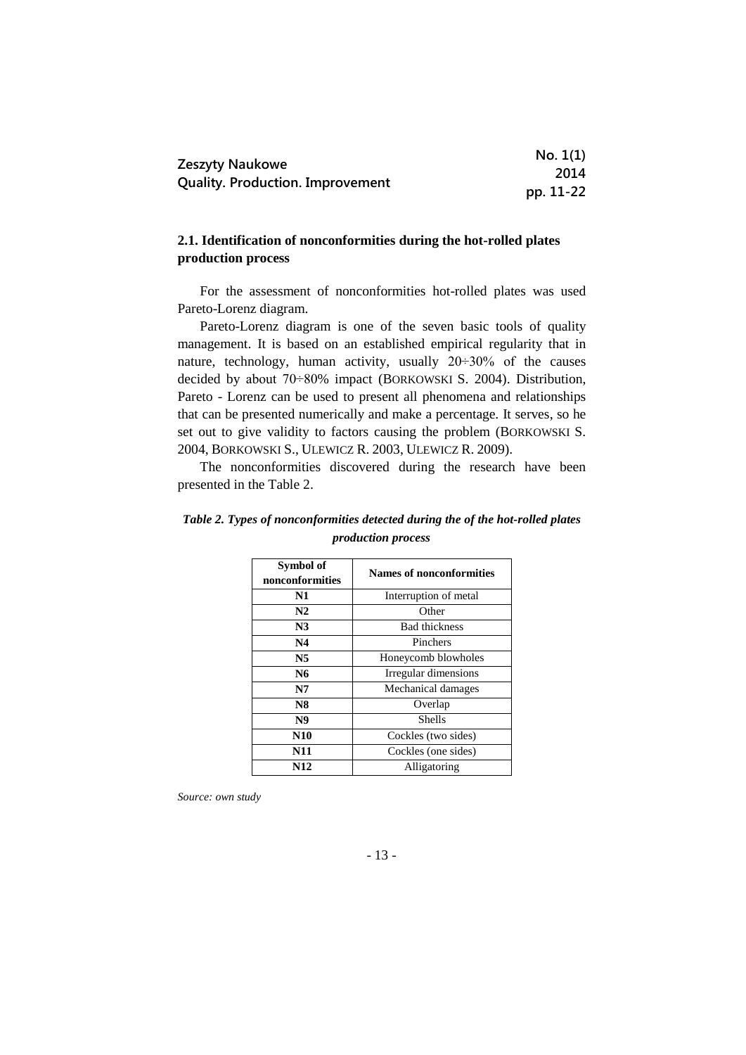## 2.1. Identification of nonconformities during the hot-rolled plates production process

For the assessment of nonconformities hot-rolled plates was used Pareto-Lorenz diagram.

Pareto-Lorenz diagram is one of the seven basic tools of quality management. It is based on an established empirical regularity that in nature, technology, human activity, usually 20÷30% of the causes decided by about 70÷80% impact (BORKOWSKI S. 2004). Distribution, Pareto - Lorenz can be used to present all phenomena and relationships that can be presented numerically and make a percentage. It serves, so he set out to give validity to factors causing the problem (BORKOWSKI S. 2004, BORKOWSKI S., ULEWICZ R. 2003, ULEWICZ R. 2009).

The nonconformities discovered during the research have been presented in the Table 2.

***Table 2. Types of nonconformities detected during the of the hot-rolled plates production process***

| Symbol of nonconformities | Names of nonconformities |
|---|---|
| N1 | Interruption of metal |
| N2 | Other |
| N3 | Bad thickness |
| N4 | Pinchers |
| N5 | Honeycomb blowholes |
| N6 | Irregular dimensions |
| N7 | Mechanical damages |
| N8 | Overlap |
| N9 | Shells |
| N10 | Cockles (two sides) |
| N11 | Cockles (one sides) |
| N12 | Alligatoring |

*Source: own study*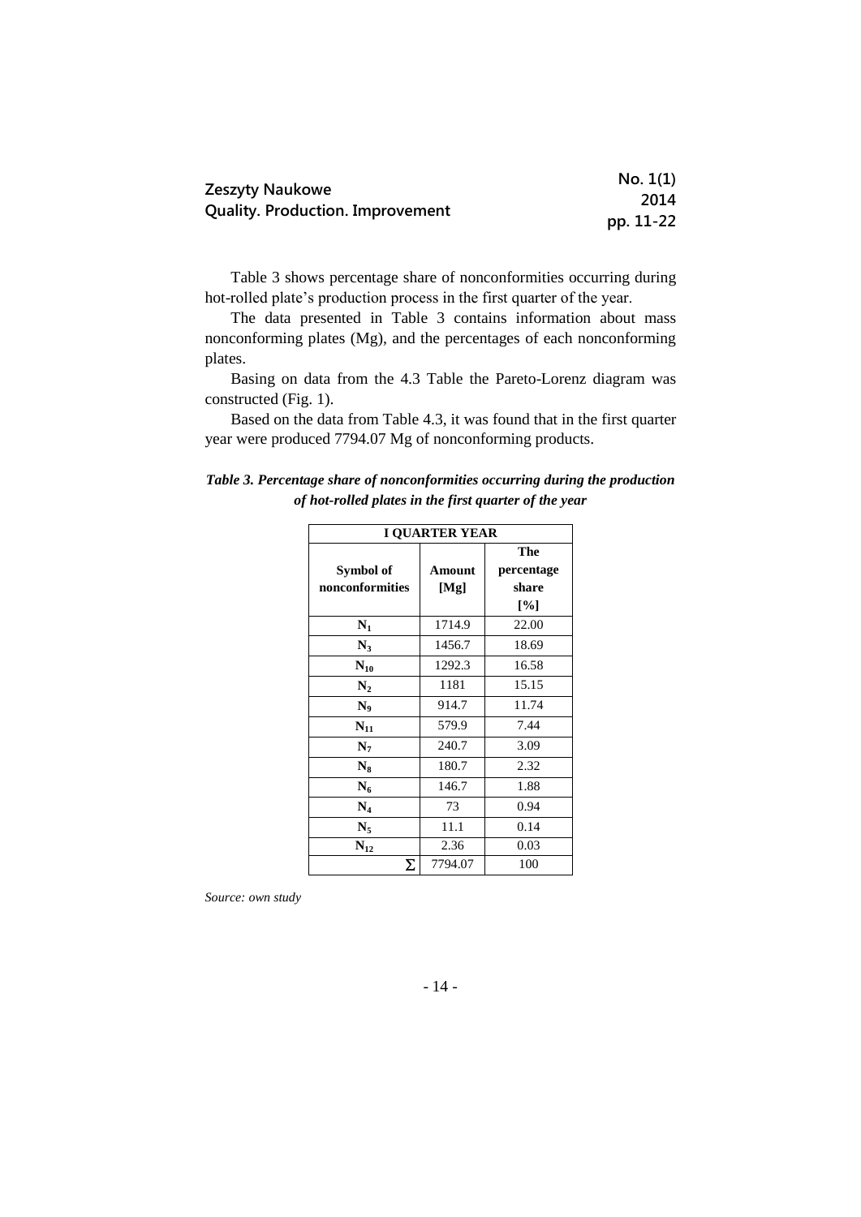Table 3 shows percentage share of nonconformities occurring during hot-rolled plate's production process in the first quarter of the year.

The data presented in Table 3 contains information about mass nonconforming plates (Mg), and the percentages of each nonconforming plates.

Basing on data from the 4.3 Table the Pareto-Lorenz diagram was constructed (Fig. 1).

Based on the data from Table 4.3, it was found that in the first quarter year were produced 7794.07 Mg of nonconforming products.

***Table 3. Percentage share of nonconformities occurring during the production of hot-rolled plates in the first quarter of the year***

| I QUARTER YEAR | | |
|---|---|---|
| **Symbol of nonconformities** | **Amount [Mg]** | **The percentage share [%]** |
| $N_1$ | 1714.9 | 22.00 |
| $N_3$ | 1456.7 | 18.69 |
| $N_{10}$ | 1292.3 | 16.58 |
| $N_2$ | 1181 | 15.15 |
| $N_9$ | 914.7 | 11.74 |
| $N_{11}$ | 579.9 | 7.44 |
| $N_7$ | 240.7 | 3.09 |
| $N_8$ | 180.7 | 2.32 |
| $N_6$ | 146.7 | 1.88 |
| $N_4$ | 73 | 0.94 |
| $N_5$ | 11.1 | 0.14 |
| $N_{12}$ | 2.36 | 0.03 |
| $\Sigma$ | 7794.07 | 100 |

*Source: own study*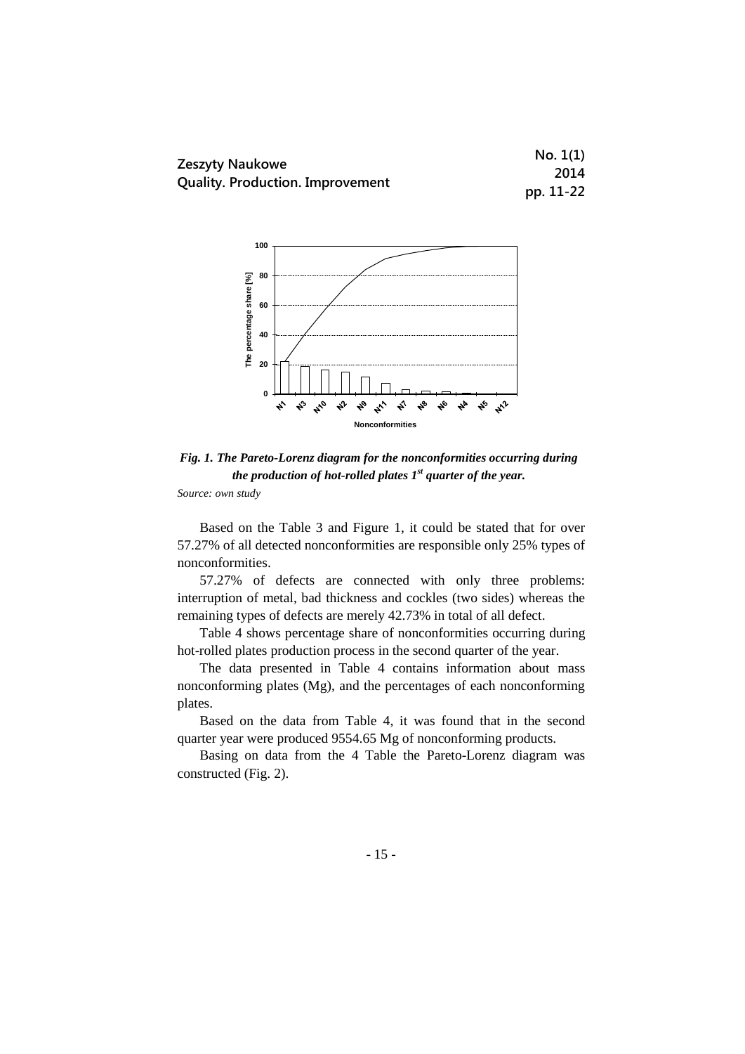*Fig. 1. The Pareto-Lorenz diagram for the nonconformities occurring during the production of hot-rolled plates 1st quarter of the year.*

*Source: own study*

Based on the Table 3 and Figure 1, it could be stated that for over 57.27% of all detected nonconformities are responsible only 25% types of nonconformities.

57.27% of defects are connected with only three problems: interruption of metal, bad thickness and cockles (two sides) whereas the remaining types of defects are merely 42.73% in total of all defect.

Table 4 shows percentage share of nonconformities occurring during hot-rolled plates production process in the second quarter of the year.

The data presented in Table 4 contains information about mass nonconforming plates (Mg), and the percentages of each nonconforming plates.

Based on the data from Table 4, it was found that in the second quarter year were produced 9554.65 Mg of nonconforming products.

Basing on data from the 4 Table the Pareto-Lorenz diagram was constructed (Fig. 2).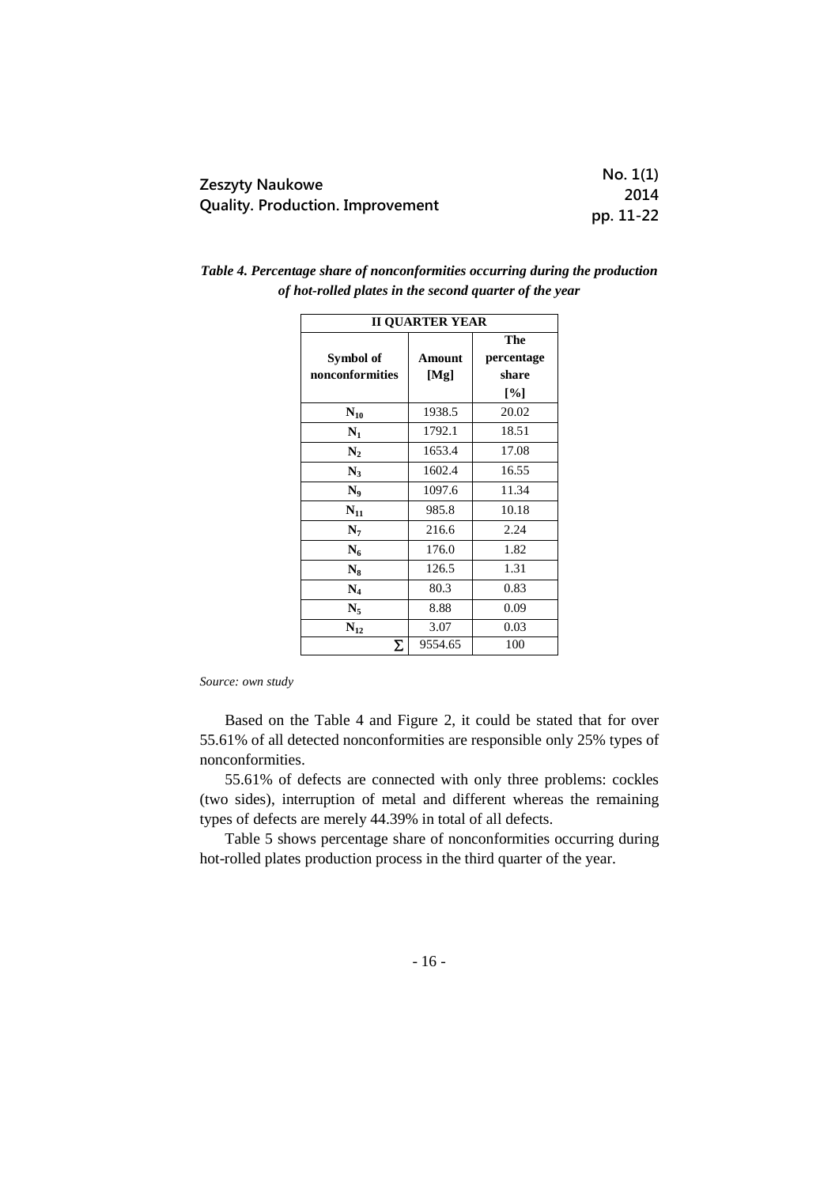*Table 4. Percentage share of nonconformities occurring during the production of hot-rolled plates in the second quarter of the year*

| II QUARTER YEAR | | |
|---|---|---|
| **Symbol of nonconformities** | **Amount [Mg]** | **The percentage share [%]** |
| $N_{10}$ | 1938.5 | 20.02 |
| $N_1$ | 1792.1 | 18.51 |
| $N_2$ | 1653.4 | 17.08 |
| $N_3$ | 1602.4 | 16.55 |
| $N_9$ | 1097.6 | 11.34 |
| $N_{11}$ | 985.8 | 10.18 |
| $N_7$ | 216.6 | 2.24 |
| $N_6$ | 176.0 | 1.82 |
| $N_8$ | 126.5 | 1.31 |
| $N_4$ | 80.3 | 0.83 |
| $N_5$ | 8.88 | 0.09 |
| $N_{12}$ | 3.07 | 0.03 |
| Σ | 9554.65 | 100 |

*Source: own study*

Based on the Table 4 and Figure 2, it could be stated that for over 55.61% of all detected nonconformities are responsible only 25% types of nonconformities.

55.61% of defects are connected with only three problems: cockles (two sides), interruption of metal and different whereas the remaining types of defects are merely 44.39% in total of all defects.

Table 5 shows percentage share of nonconformities occurring during hot-rolled plates production process in the third quarter of the year.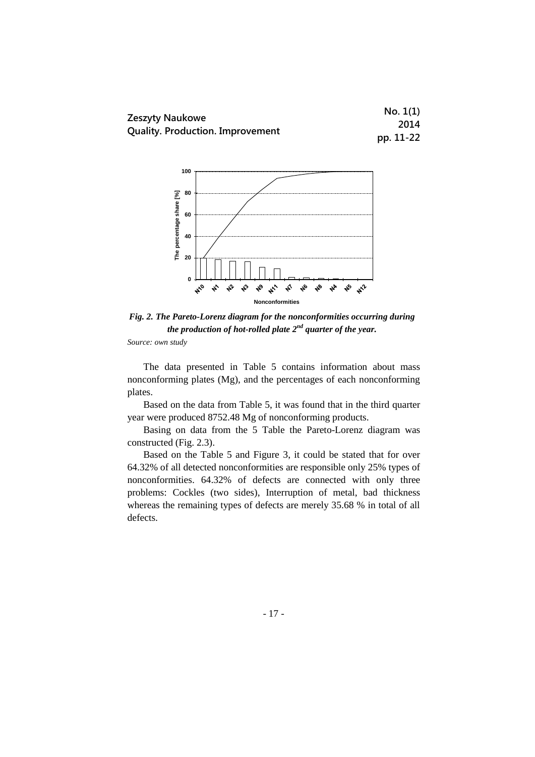*Fig. 2. The Pareto-Lorenz diagram for the nonconformities occurring during the production of hot-rolled plate 2[nd] quarter of the year.*

*Source: own study*

The data presented in Table 5 contains information about mass nonconforming plates (Mg), and the percentages of each nonconforming plates.

Based on the data from Table 5, it was found that in the third quarter year were produced 8752.48 Mg of nonconforming products.

Basing on data from the 5 Table the Pareto-Lorenz diagram was constructed (Fig. 2.3).

Based on the Table 5 and Figure 3, it could be stated that for over 64.32% of all detected nonconformities are responsible only 25% types of nonconformities. 64.32% of defects are connected with only three problems: Cockles (two sides), Interruption of metal, bad thickness whereas the remaining types of defects are merely 35.68 % in total of all defects.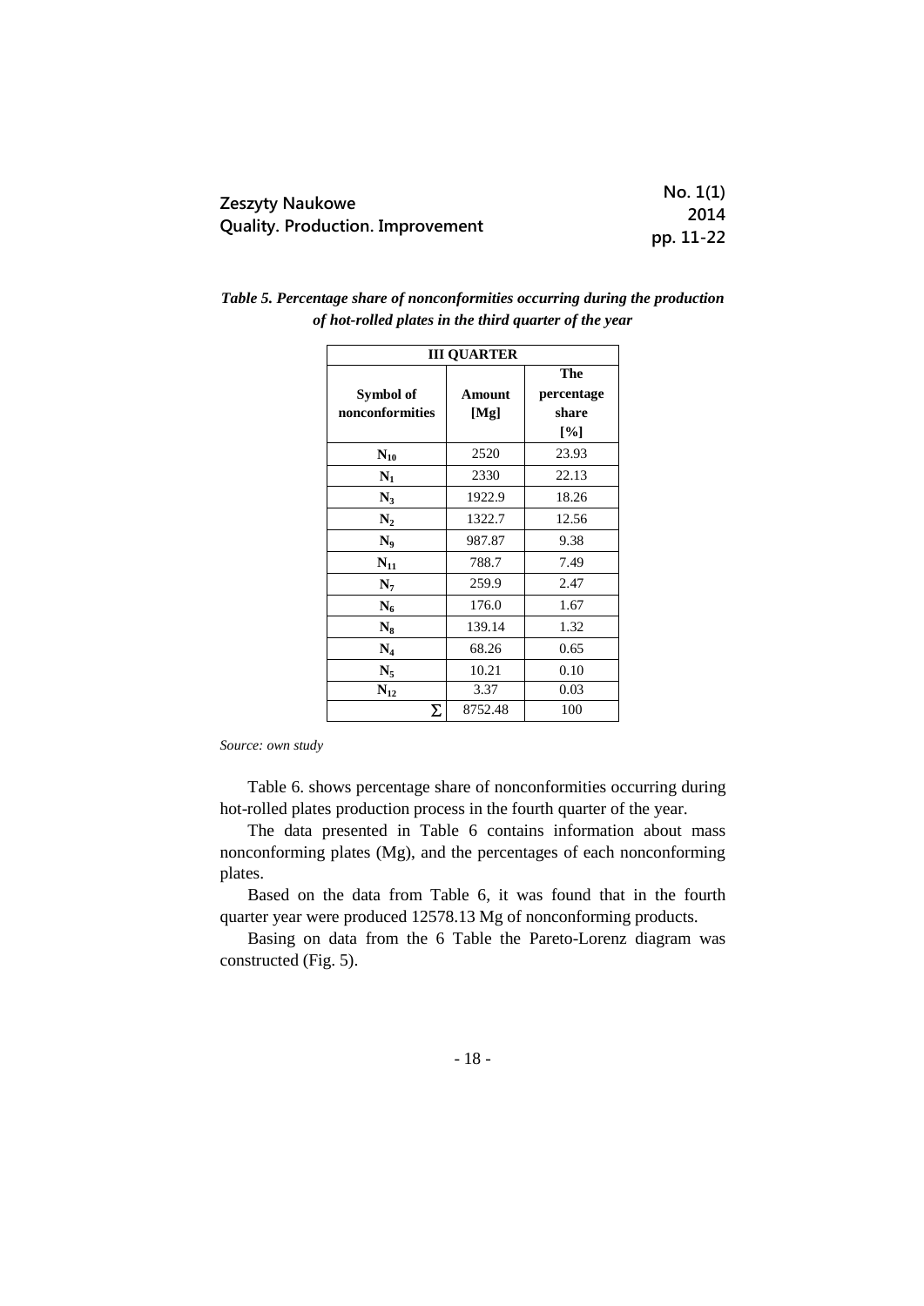*Table 5. Percentage share of nonconformities occurring during the production of hot-rolled plates in the third quarter of the year*

| III QUARTER | | |
|---|---|---|
| **Symbol of nonconformities** | **Amount [Mg]** | **The percentage share [%]** |
| $N_{10}$ | 2520 | 23.93 |
| $N_1$ | 2330 | 22.13 |
| $N_3$ | 1922.9 | 18.26 |
| $N_2$ | 1322.7 | 12.56 |
| $N_9$ | 987.87 | 9.38 |
| $N_{11}$ | 788.7 | 7.49 |
| $N_7$ | 259.9 | 2.47 |
| $N_6$ | 176.0 | 1.67 |
| $N_8$ | 139.14 | 1.32 |
| $N_4$ | 68.26 | 0.65 |
| $N_5$ | 10.21 | 0.10 |
| $N_{12}$ | 3.37 | 0.03 |
| $\Sigma$ | 8752.48 | 100 |

*Source: own study*

Table 6. shows percentage share of nonconformities occurring during hot-rolled plates production process in the fourth quarter of the year.

The data presented in Table 6 contains information about mass nonconforming plates (Mg), and the percentages of each nonconforming plates.

Based on the data from Table 6, it was found that in the fourth quarter year were produced 12578.13 Mg of nonconforming products.

Basing on data from the 6 Table the Pareto-Lorenz diagram was constructed (Fig. 5).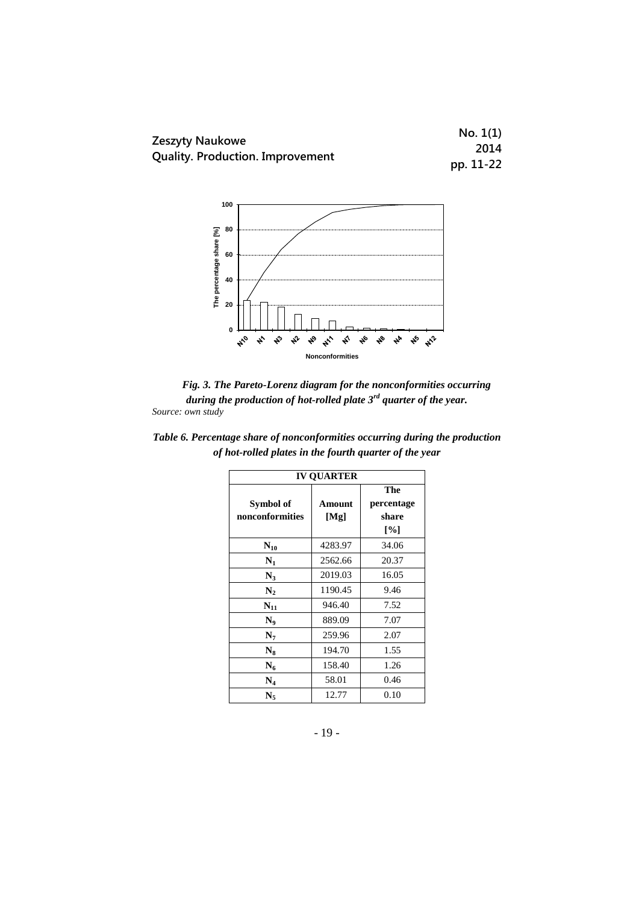*Fig. 3. The Pareto-Lorenz diagram for the nonconformities occurring during the production of hot-rolled plate 3rd quarter of the year.*
*Source: own study*

***Table 6. Percentage share of nonconformities occurring during the production of hot-rolled plates in the fourth quarter of the year***

| IV QUARTER | | |
|---|---|---|
| **Symbol of nonconformities** | **Amount [Mg]** | **The percentage share [%]** |
| $N_{10}$ | 4283.97 | 34.06 |
| $N_1$ | 2562.66 | 20.37 |
| $N_3$ | 2019.03 | 16.05 |
| $N_2$ | 1190.45 | 9.46 |
| $N_{11}$ | 946.40 | 7.52 |
| $N_9$ | 889.09 | 7.07 |
| $N_7$ | 259.96 | 2.07 |
| $N_8$ | 194.70 | 1.55 |
| $N_6$ | 158.40 | 1.26 |
| $N_4$ | 58.01 | 0.46 |
| $N_5$ | 12.77 | 0.10 |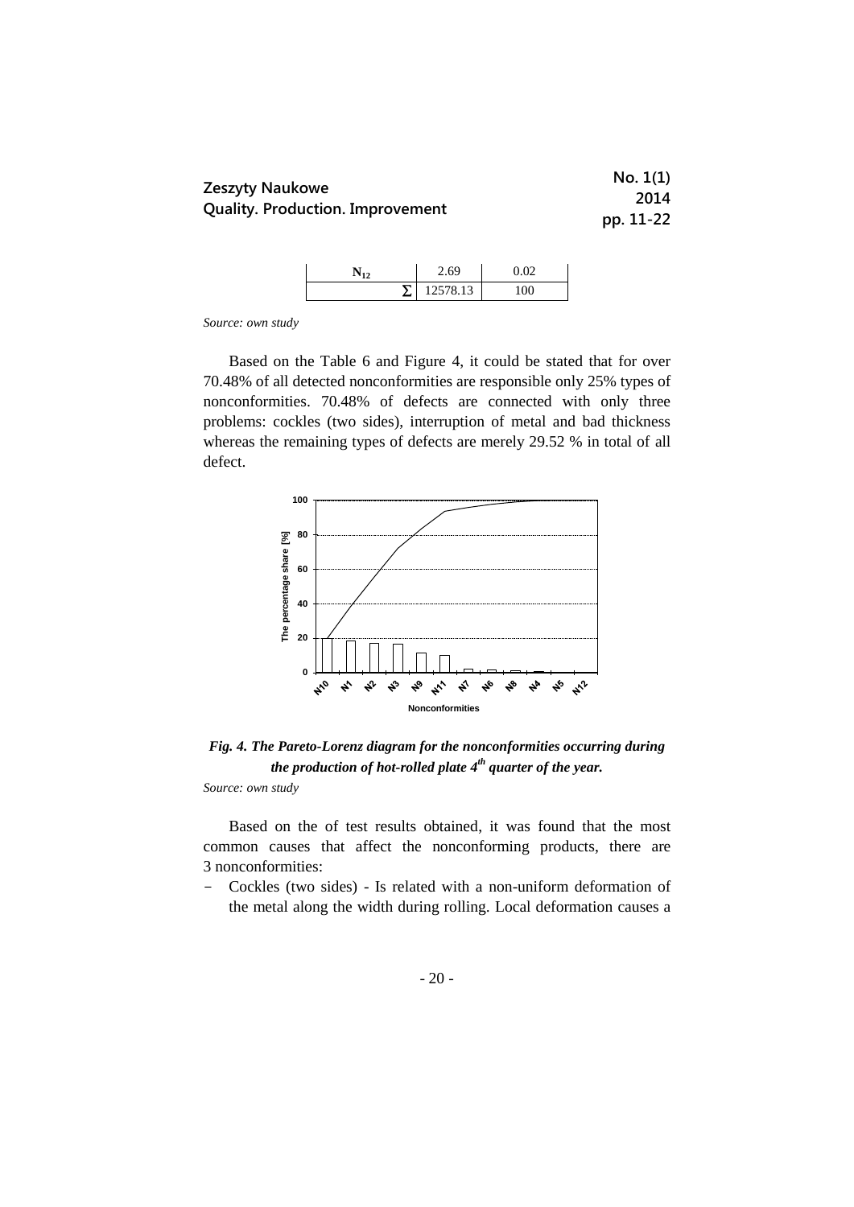| $N_{12}$ | 2.69 | 0.02 |
|---|---|---|
| $\sum$ | 12578.13 | 100 |

*Source: own study*

Based on the Table 6 and Figure 4, it could be stated that for over 70.48% of all detected nonconformities are responsible only 25% types of nonconformities. 70.48% of defects are connected with only three problems: cockles (two sides), interruption of metal and bad thickness whereas the remaining types of defects are merely 29.52 % in total of all defect.

*Fig. 4. The Pareto-Lorenz diagram for the nonconformities occurring during the production of hot-rolled plate 4^th^ quarter of the year.*

*Source: own study*

Based on the of test results obtained, it was found that the most common causes that affect the nonconforming products, there are 3 nonconformities:

- Cockles (two sides) - Is related with a non-uniform deformation of the metal along the width during rolling. Local deformation causes a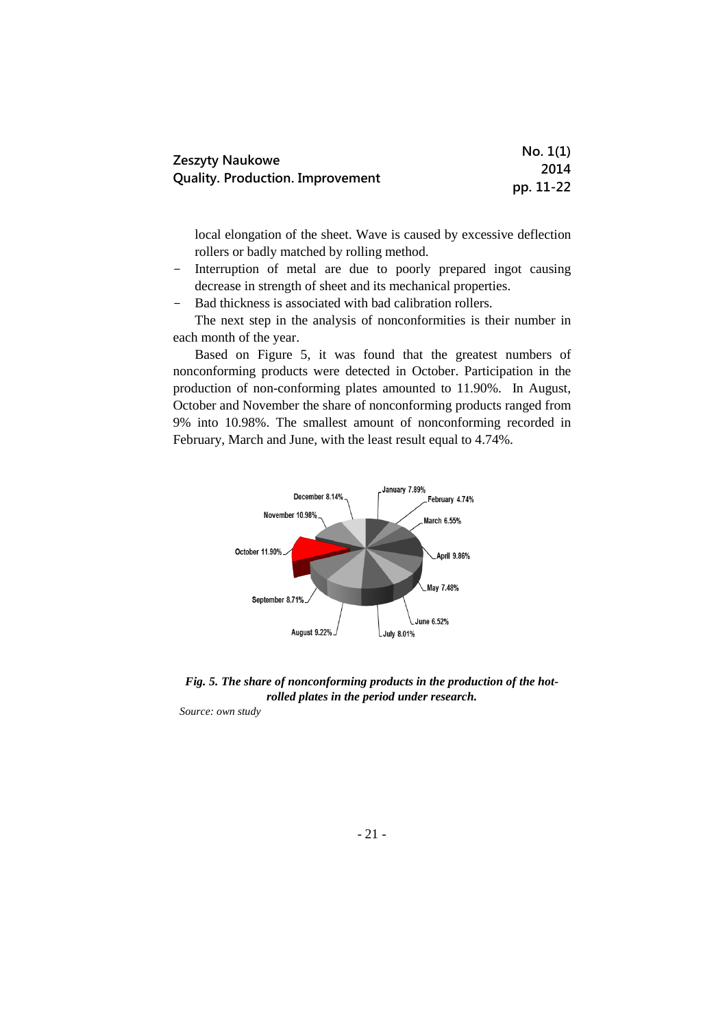local elongation of the sheet. Wave is caused by excessive deflection rollers or badly matched by rolling method.

- Interruption of metal are due to poorly prepared ingot causing decrease in strength of sheet and its mechanical properties.
- Bad thickness is associated with bad calibration rollers.

The next step in the analysis of nonconformities is their number in each month of the year.

Based on Figure 5, it was found that the greatest numbers of nonconforming products were detected in October. Participation in the production of non-conforming plates amounted to 11.90%. In August, October and November the share of nonconforming products ranged from 9% into 10.98%. The smallest amount of nonconforming recorded in February, March and June, with the least result equal to 4.74%.

*Fig. 5. The share of nonconforming products in the production of the hot-rolled plates in the period under research.*

*Source: own study*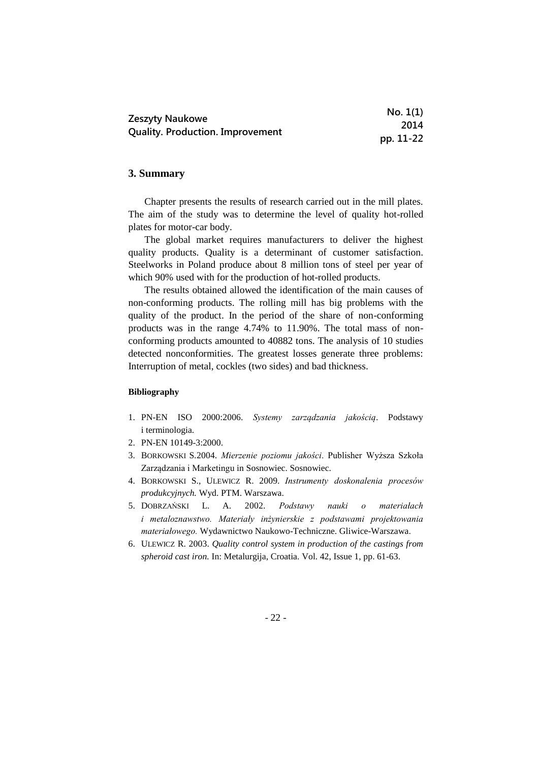## 3. Summary

Chapter presents the results of research carried out in the mill plates. The aim of the study was to determine the level of quality hot-rolled plates for motor-car body.

The global market requires manufacturers to deliver the highest quality products. Quality is a determinant of customer satisfaction. Steelworks in Poland produce about 8 million tons of steel per year of which 90% used with for the production of hot-rolled products.

The results obtained allowed the identification of the main causes of non-conforming products. The rolling mill has big problems with the quality of the product. In the period of the share of non-conforming products was in the range 4.74% to 11.90%. The total mass of non-conforming products amounted to 40882 tons. The analysis of 10 studies detected nonconformities. The greatest losses generate three problems: Interruption of metal, cockles (two sides) and bad thickness.

**Bibliography**

1. PN-EN ISO 2000:2006. *Systemy zarządzania jakością*. Podstawy i terminologia.
2. PN-EN 10149-3:2000.
3. BORKOWSKI S.2004. *Mierzenie poziomu jakości*. Publisher Wyższa Szkoła Zarządzania i Marketingu in Sosnowiec. Sosnowiec.
4. BORKOWSKI S., ULEWICZ R. 2009. *Instrumenty doskonalenia procesów produkcyjnych.* Wyd. PTM. Warszawa.
5. DOBRZAŃSKI L. A. 2002. *Podstawy nauki o materiałach i metaloznawstwo. Materiały inżynierskie z podstawami projektowania materiałowego.* Wydawnictwo Naukowo-Techniczne. Gliwice-Warszawa.
6. ULEWICZ R. 2003. *Quality control system in production of the castings from spheroid cast iron.* In: Metalurgija, Croatia. Vol. 42, Issue 1, pp. 61-63.